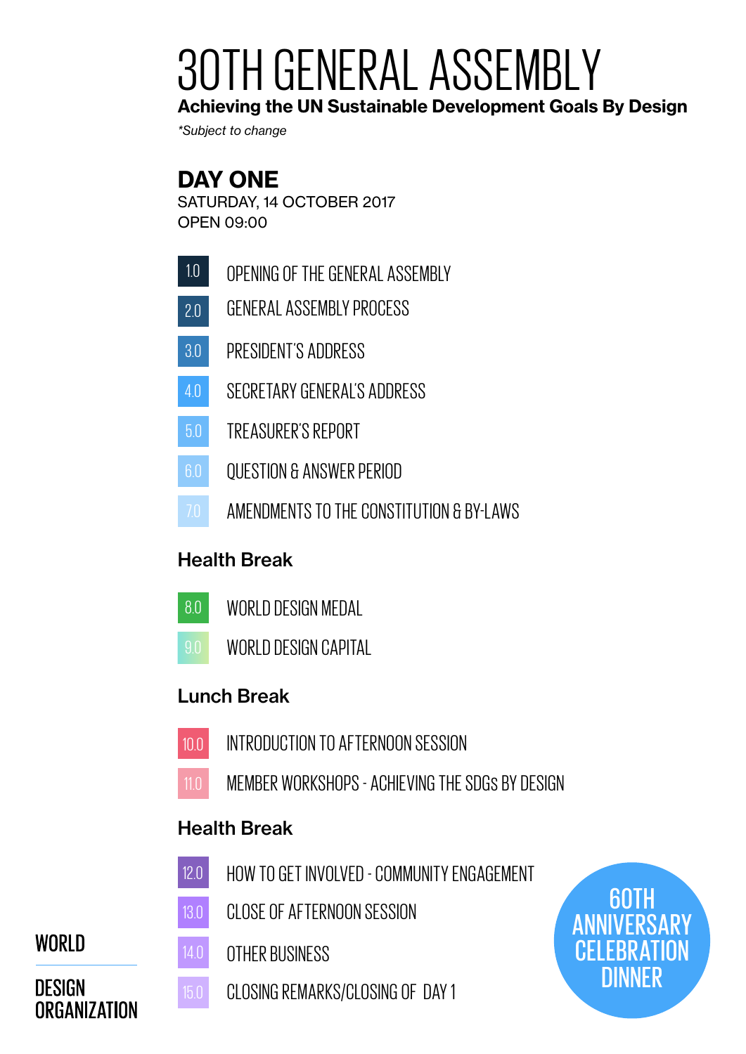# 30TH GENERAL ASSEMBLY

**Achieving the UN Sustainable Development Goals By Design**

*\*Subject to change*

## DAY ONE

SATURDAY, 14 OCTOBER 2017
OPEN 09:00

1.0 OPENING OF THE GENERAL ASSEMBLY

2.0 GENERAL ASSEMBLY PROCESS

3.0 PRESIDENT'S ADDRESS

4.0 SECRETARY GENERAL'S ADDRESS

5.0 TREASURER'S REPORT

6.0 QUESTION & ANSWER PERIOD

7.0 AMENDMENTS TO THE CONSTITUTION & BY-LAWS

### Health Break

8.0 WORLD DESIGN MEDAL

9.0 WORLD DESIGN CAPITAL

### Lunch Break

10.0 INTRODUCTION TO AFTERNOON SESSION

11.0 MEMBER WORKSHOPS - ACHIEVING THE SDGs BY DESIGN

### Health Break

12.0 HOW TO GET INVOLVED - COMMUNITY ENGAGEMENT

13.0 CLOSE OF AFTERNOON SESSION

14.0 OTHER BUSINESS

15.0 CLOSING REMARKS/CLOSING OF DAY 1

60TH ANNIVERSARY CELEBRATION DINNER

WORLD DESIGN ORGANIZATION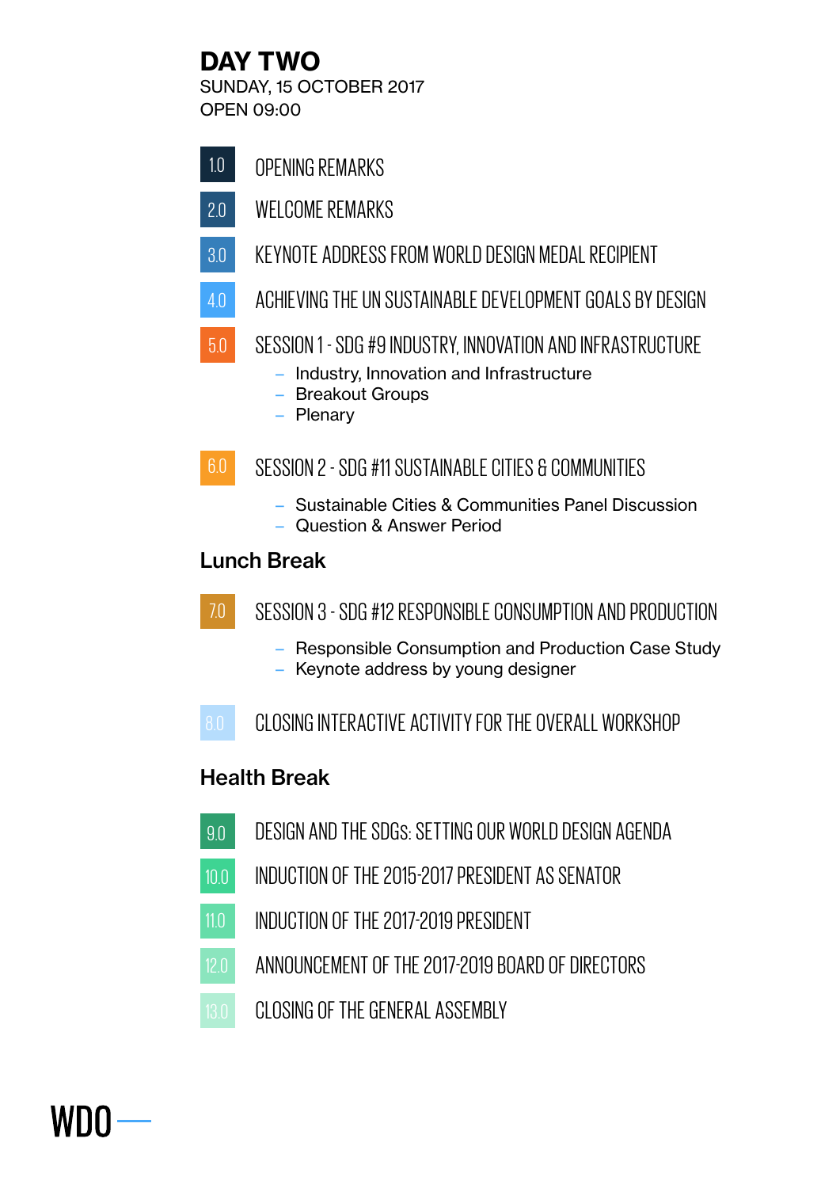# DAY TWO

SUNDAY, 15 OCTOBER 2017
OPEN 09:00

1.0 OPENING REMARKS

2.0 WELCOME REMARKS

3.0 KEYNOTE ADDRESS FROM WORLD DESIGN MEDAL RECIPIENT

4.0 ACHIEVING THE UN SUSTAINABLE DEVELOPMENT GOALS BY DESIGN

5.0 SESSION 1 - SDG #9 INDUSTRY, INNOVATION AND INFRASTRUCTURE

- Industry, Innovation and Infrastructure
- Breakout Groups
- Plenary

6.0 SESSION 2 - SDG #11 SUSTAINABLE CITIES & COMMUNITIES

- Sustainable Cities & Communities Panel Discussion
- Question & Answer Period

## Lunch Break

7.0 SESSION 3 - SDG #12 RESPONSIBLE CONSUMPTION AND PRODUCTION

- Responsible Consumption and Production Case Study
- Keynote address by young designer

8.0 CLOSING INTERACTIVE ACTIVITY FOR THE OVERALL WORKSHOP

## Health Break

9.0 DESIGN AND THE SDGs: SETTING OUR WORLD DESIGN AGENDA

10.0 INDUCTION OF THE 2015-2017 PRESIDENT AS SENATOR

11.0 INDUCTION OF THE 2017-2019 PRESIDENT

12.0 ANNOUNCEMENT OF THE 2017-2019 BOARD OF DIRECTORS

13.0 CLOSING OF THE GENERAL ASSEMBLY

WDO